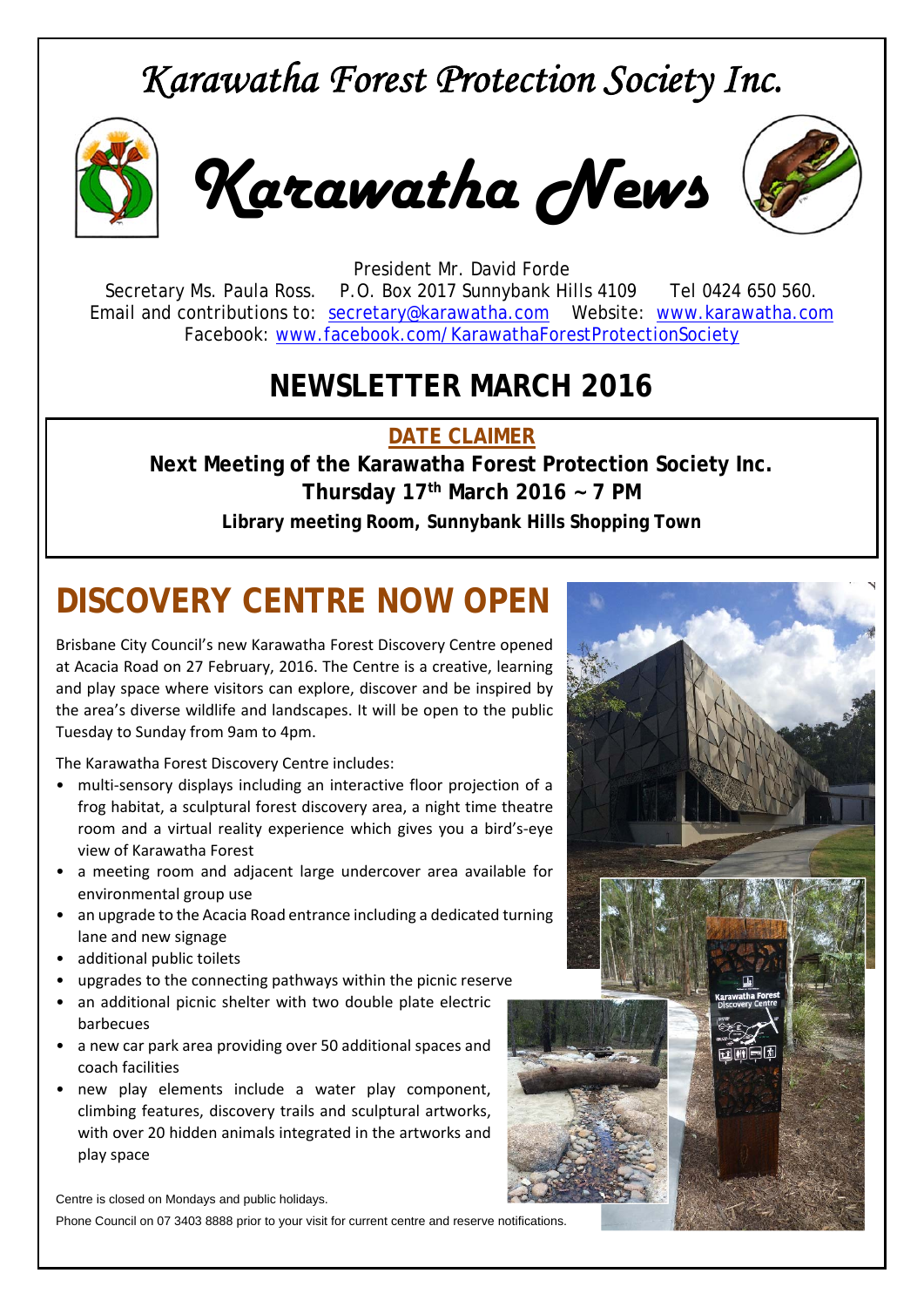# *Karawatha Forest Protection Society Inc.*

# *Karawatha News*

President Mr. David Forde
Secretary Ms. Paula Ross. P.O. Box 2017 Sunnybank Hills 4109 Tel 0424 650 560.
Email and contributions to: secretary@karawatha.com Website: www.karawatha.com
Facebook: www.facebook.com/KarawathaForestProtectionSociety

## NEWSLETTER MARCH 2016

**DATE CLAIMER**

**Next Meeting of the Karawatha Forest Protection Society Inc.**
**Thursday 17th March 2016 ~ 7 PM**
**Library meeting Room, Sunnybank Hills Shopping Town**

## DISCOVERY CENTRE NOW OPEN

Brisbane City Council's new Karawatha Forest Discovery Centre opened at Acacia Road on 27 February, 2016. The Centre is a creative, learning and play space where visitors can explore, discover and be inspired by the area's diverse wildlife and landscapes. It will be open to the public Tuesday to Sunday from 9am to 4pm.

The Karawatha Forest Discovery Centre includes:

- multi-sensory displays including an interactive floor projection of a frog habitat, a sculptural forest discovery area, a night time theatre room and a virtual reality experience which gives you a bird's-eye view of Karawatha Forest
- a meeting room and adjacent large undercover area available for environmental group use
- an upgrade to the Acacia Road entrance including a dedicated turning lane and new signage
- additional public toilets
- upgrades to the connecting pathways within the picnic reserve
- an additional picnic shelter with two double plate electric barbecues
- a new car park area providing over 50 additional spaces and coach facilities
- new play elements include a water play component, climbing features, discovery trails and sculptural artworks, with over 20 hidden animals integrated in the artworks and play space

Centre is closed on Mondays and public holidays.

Phone Council on 07 3403 8888 prior to your visit for current centre and reserve notifications.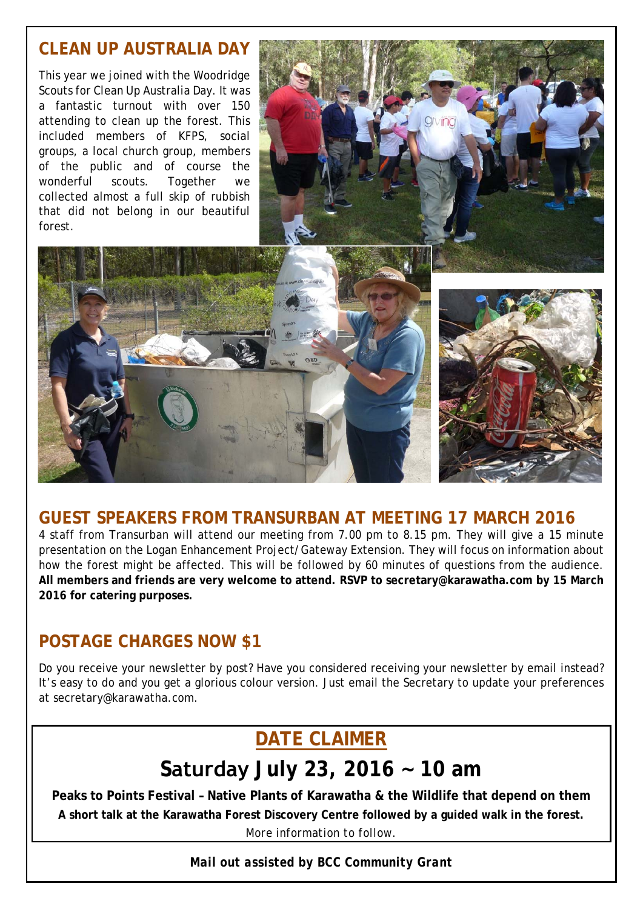## CLEAN UP AUSTRALIA DAY

This year we joined with the Woodridge Scouts for Clean Up Australia Day. It was a fantastic turnout with over 150 attending to clean up the forest. This included members of KFPS, social groups, a local church group, members of the public and of course the wonderful scouts. Together we collected almost a full skip of rubbish that did not belong in our beautiful forest.

## GUEST SPEAKERS FROM TRANSURBAN AT MEETING 17 MARCH 2016

4 staff from Transurban will attend our meeting from 7.00 pm to 8.15 pm. They will give a 15 minute presentation on the Logan Enhancement Project/Gateway Extension. They will focus on information about how the forest might be affected. This will be followed by 60 minutes of questions from the audience. **All members and friends are very welcome to attend. RSVP to secretary@karawatha.com by 15 March 2016 for catering purposes.**

## POSTAGE CHARGES NOW $1

Do you receive your newsletter by post? Have you considered receiving your newsletter by email instead? It's easy to do and you get a glorious colour version. Just email the Secretary to update your preferences at secretary@karawatha.com.

## DATE CLAIMER

# Saturday July 23, 2016 ~ 10 am

**Peaks to Points Festival – Native Plants of Karawatha & the Wildlife that depend on them**

**A short talk at the Karawatha Forest Discovery Centre followed by a guided walk in the forest.**

More information to follow.

***Mail out assisted by BCC Community Grant***